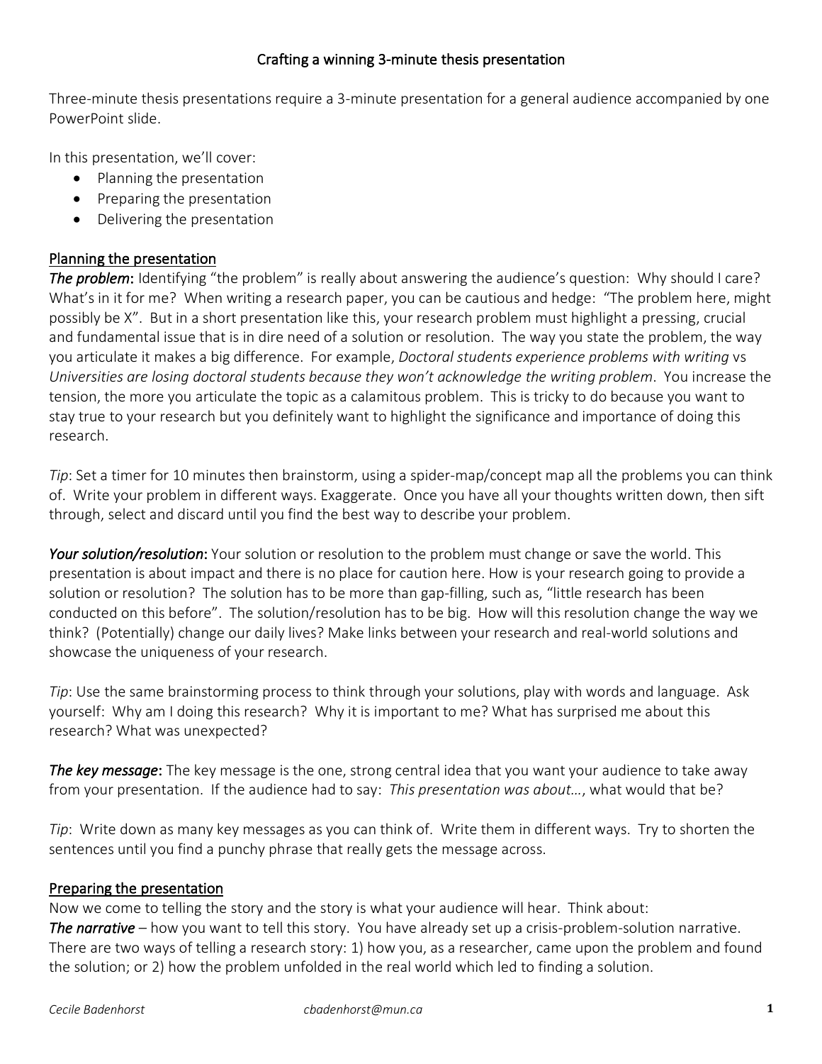# Crafting a winning 3-minute thesis presentation

Three-minute thesis presentations require a 3-minute presentation for a general audience accompanied by one PowerPoint slide.

In this presentation, we'll cover:

- Planning the presentation
- Preparing the presentation
- Delivering the presentation

## Planning the presentation

***The problem***: Identifying "the problem" is really about answering the audience's question: Why should I care? What's in it for me? When writing a research paper, you can be cautious and hedge: "The problem here, might possibly be X". But in a short presentation like this, your research problem must highlight a pressing, crucial and fundamental issue that is in dire need of a solution or resolution. The way you state the problem, the way you articulate it makes a big difference. For example, *Doctoral students experience problems with writing* vs *Universities are losing doctoral students because they won't acknowledge the writing problem*. You increase the tension, the more you articulate the topic as a calamitous problem. This is tricky to do because you want to stay true to your research but you definitely want to highlight the significance and importance of doing this research.

*Tip*: Set a timer for 10 minutes then brainstorm, using a spider-map/concept map all the problems you can think of. Write your problem in different ways. Exaggerate. Once you have all your thoughts written down, then sift through, select and discard until you find the best way to describe your problem.

***Your solution/resolution***: Your solution or resolution to the problem must change or save the world. This presentation is about impact and there is no place for caution here. How is your research going to provide a solution or resolution? The solution has to be more than gap-filling, such as, "little research has been conducted on this before". The solution/resolution has to be big. How will this resolution change the way we think? (Potentially) change our daily lives? Make links between your research and real-world solutions and showcase the uniqueness of your research.

*Tip*: Use the same brainstorming process to think through your solutions, play with words and language. Ask yourself: Why am I doing this research? Why it is important to me? What has surprised me about this research? What was unexpected?

***The key message***: The key message is the one, strong central idea that you want your audience to take away from your presentation. If the audience had to say: *This presentation was about…*, what would that be?

*Tip*: Write down as many key messages as you can think of. Write them in different ways. Try to shorten the sentences until you find a punchy phrase that really gets the message across.

## Preparing the presentation

Now we come to telling the story and the story is what your audience will hear. Think about:

***The narrative*** – how you want to tell this story. You have already set up a crisis-problem-solution narrative. There are two ways of telling a research story: 1) how you, as a researcher, came upon the problem and found the solution; or 2) how the problem unfolded in the real world which led to finding a solution.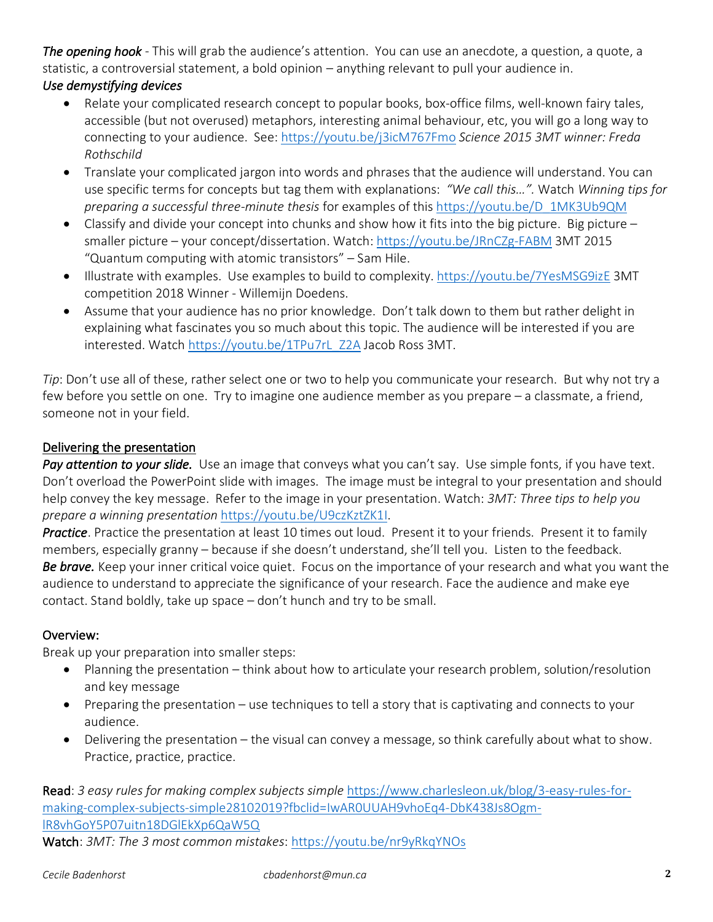***The opening hook*** - This will grab the audience's attention. You can use an anecdote, a question, a quote, a statistic, a controversial statement, a bold opinion – anything relevant to pull your audience in.

*Use demystifying devices*

- Relate your complicated research concept to popular books, box-office films, well-known fairy tales, accessible (but not overused) metaphors, interesting animal behaviour, etc, you will go a long way to connecting to your audience. See: https://youtu.be/j3icM767Fmo *Science 2015 3MT winner: Freda Rothschild*
- Translate your complicated jargon into words and phrases that the audience will understand. You can use specific terms for concepts but tag them with explanations: *"We call this…"*. Watch *Winning tips for preparing a successful three-minute thesis* for examples of this https://youtu.be/D_1MK3Ub9QM
- Classify and divide your concept into chunks and show how it fits into the big picture. Big picture – smaller picture – your concept/dissertation. Watch: https://youtu.be/JRnCZg-FABM 3MT 2015 "Quantum computing with atomic transistors" – Sam Hile.
- Illustrate with examples. Use examples to build to complexity. https://youtu.be/7YesMSG9izE 3MT competition 2018 Winner - Willemijn Doedens.
- Assume that your audience has no prior knowledge. Don't talk down to them but rather delight in explaining what fascinates you so much about this topic. The audience will be interested if you are interested. Watch https://youtu.be/1TPu7rL_Z2A Jacob Ross 3MT.

*Tip*: Don't use all of these, rather select one or two to help you communicate your research. But why not try a few before you settle on one. Try to imagine one audience member as you prepare – a classmate, a friend, someone not in your field.

## Delivering the presentation

***Pay attention to your slide.*** Use an image that conveys what you can't say. Use simple fonts, if you have text. Don't overload the PowerPoint slide with images. The image must be integral to your presentation and should help convey the key message. Refer to the image in your presentation. Watch: *3MT: Three tips to help you prepare a winning presentation* https://youtu.be/U9czKztZK1I.

***Practice***. Practice the presentation at least 10 times out loud. Present it to your friends. Present it to family members, especially granny – because if she doesn't understand, she'll tell you. Listen to the feedback.

***Be brave.*** Keep your inner critical voice quiet. Focus on the importance of your research and what you want the audience to understand to appreciate the significance of your research. Face the audience and make eye contact. Stand boldly, take up space – don't hunch and try to be small.

## Overview:

Break up your preparation into smaller steps:

- Planning the presentation – think about how to articulate your research problem, solution/resolution and key message
- Preparing the presentation – use techniques to tell a story that is captivating and connects to your audience.
- Delivering the presentation – the visual can convey a message, so think carefully about what to show. Practice, practice, practice.

Read: *3 easy rules for making complex subjects simple* https://www.charlesleon.uk/blog/3-easy-rules-for-making-complex-subjects-simple28102019?fbclid=IwAR0UUAH9vhoEq4-DbK438Js8Ogm-lR8vhGoY5P07uitn18DGlEkXp6QaW5Q

Watch: *3MT: The 3 most common mistakes*: https://youtu.be/nr9yRkqYNOs

*Cecile Badenhorst* *cbadenhorst@mun.ca*